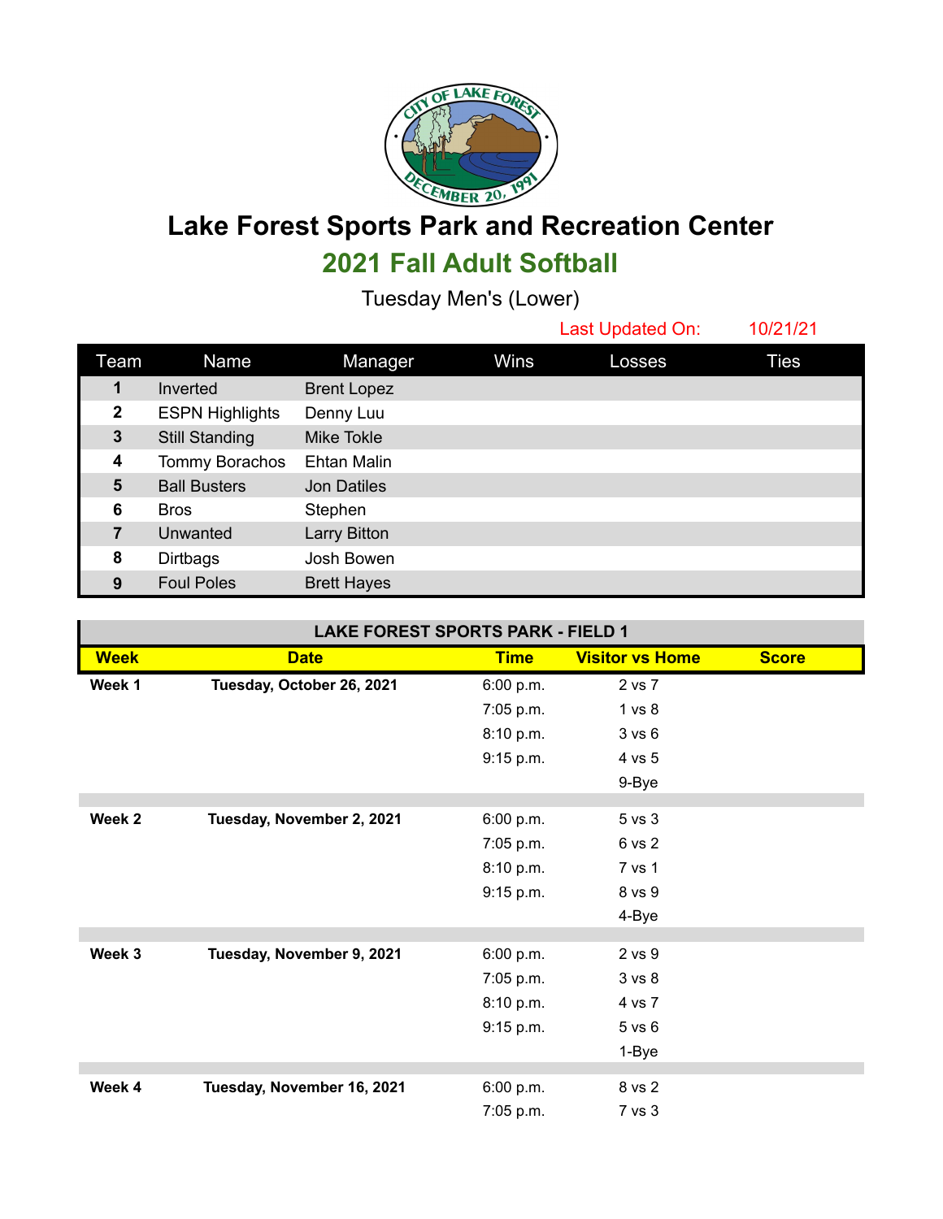# Lake Forest Sports Park and Recreation Center

## 2021 Fall Adult Softball

Tuesday Men's (Lower)

Last Updated On: 10/21/21

| Team | Name | Manager | Wins | Losses | Ties |
|---|---|---|---|---|---|
| 1 | Inverted | Brent Lopez | | | |
| 2 | ESPN Highlights | Denny Luu | | | |
| 3 | Still Standing | Mike Tokle | | | |
| 4 | Tommy Borachos | Ehtan Malin | | | |
| 5 | Ball Busters | Jon Datiles | | | |
| 6 | Bros | Stephen | | | |
| 7 | Unwanted | Larry Bitton | | | |
| 8 | Dirtbags | Josh Bowen | | | |
| 9 | Foul Poles | Brett Hayes | | | |

**LAKE FOREST SPORTS PARK - FIELD 1**

| Week | Date | Time | Visitor vs Home | Score |
|---|---|---|---|---|
| **Week 1** | **Tuesday, October 26, 2021** | 6:00 p.m. | 2 vs 7 | |
| | | 7:05 p.m. | 1 vs 8 | |
| | | 8:10 p.m. | 3 vs 6 | |
| | | 9:15 p.m. | 4 vs 5 | |
| | | | 9-Bye | |
| **Week 2** | **Tuesday, November 2, 2021** | 6:00 p.m. | 5 vs 3 | |
| | | 7:05 p.m. | 6 vs 2 | |
| | | 8:10 p.m. | 7 vs 1 | |
| | | 9:15 p.m. | 8 vs 9 | |
| | | | 4-Bye | |
| **Week 3** | **Tuesday, November 9, 2021** | 6:00 p.m. | 2 vs 9 | |
| | | 7:05 p.m. | 3 vs 8 | |
| | | 8:10 p.m. | 4 vs 7 | |
| | | 9:15 p.m. | 5 vs 6 | |
| | | | 1-Bye | |
| **Week 4** | **Tuesday, November 16, 2021** | 6:00 p.m. | 8 vs 2 | |
| | | 7:05 p.m. | 7 vs 3 | |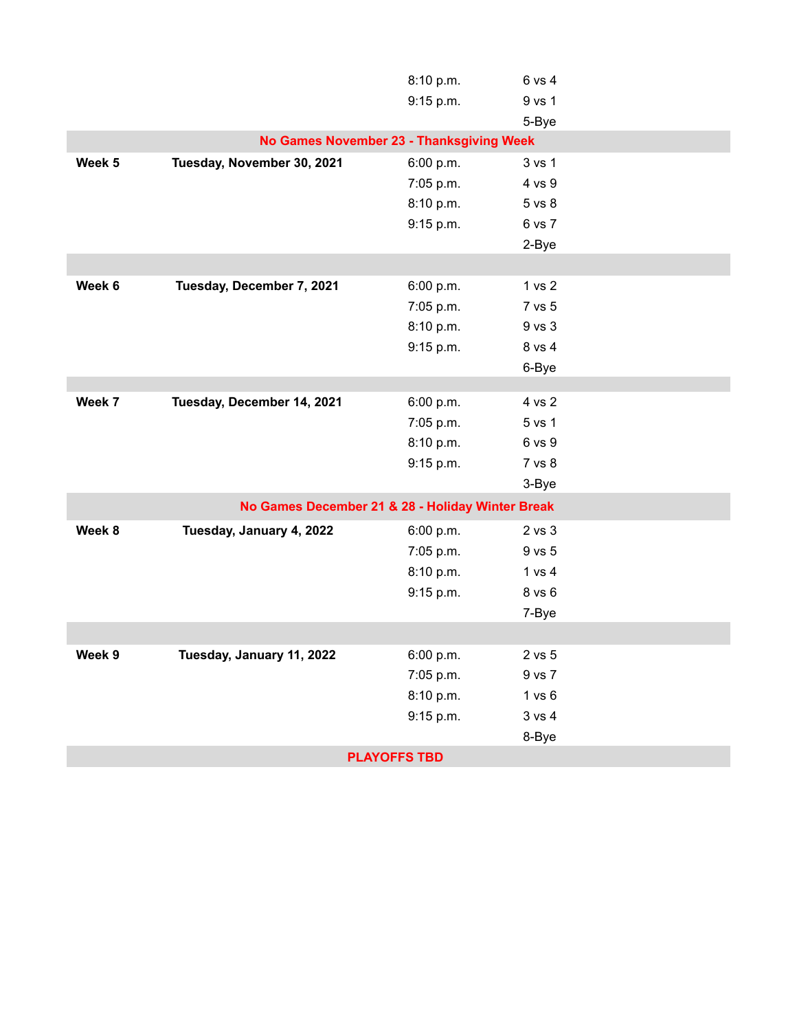| | | | |
|---|---|---|---|
| | | 8:10 p.m. | 6 vs 4 |
| | | 9:15 p.m. | 9 vs 1 |
| | | | 5-Bye |
| **No Games November 23 - Thanksgiving Week** | | | |
| **Week 5** | **Tuesday, November 30, 2021** | 6:00 p.m. | 3 vs 1 |
| | | 7:05 p.m. | 4 vs 9 |
| | | 8:10 p.m. | 5 vs 8 |
| | | 9:15 p.m. | 6 vs 7 |
| | | | 2-Bye |
| | | | |
| **Week 6** | **Tuesday, December 7, 2021** | 6:00 p.m. | 1 vs 2 |
| | | 7:05 p.m. | 7 vs 5 |
| | | 8:10 p.m. | 9 vs 3 |
| | | 9:15 p.m. | 8 vs 4 |
| | | | 6-Bye |
| | | | |
| **Week 7** | **Tuesday, December 14, 2021** | 6:00 p.m. | 4 vs 2 |
| | | 7:05 p.m. | 5 vs 1 |
| | | 8:10 p.m. | 6 vs 9 |
| | | 9:15 p.m. | 7 vs 8 |
| | | | 3-Bye |
| **No Games December 21 & 28 - Holiday Winter Break** | | | |
| **Week 8** | **Tuesday, January 4, 2022** | 6:00 p.m. | 2 vs 3 |
| | | 7:05 p.m. | 9 vs 5 |
| | | 8:10 p.m. | 1 vs 4 |
| | | 9:15 p.m. | 8 vs 6 |
| | | | 7-Bye |
| | | | |
| **Week 9** | **Tuesday, January 11, 2022** | 6:00 p.m. | 2 vs 5 |
| | | 7:05 p.m. | 9 vs 7 |
| | | 8:10 p.m. | 1 vs 6 |
| | | 9:15 p.m. | 3 vs 4 |
| | | | 8-Bye |
| **PLAYOFFS TBD** | | | |